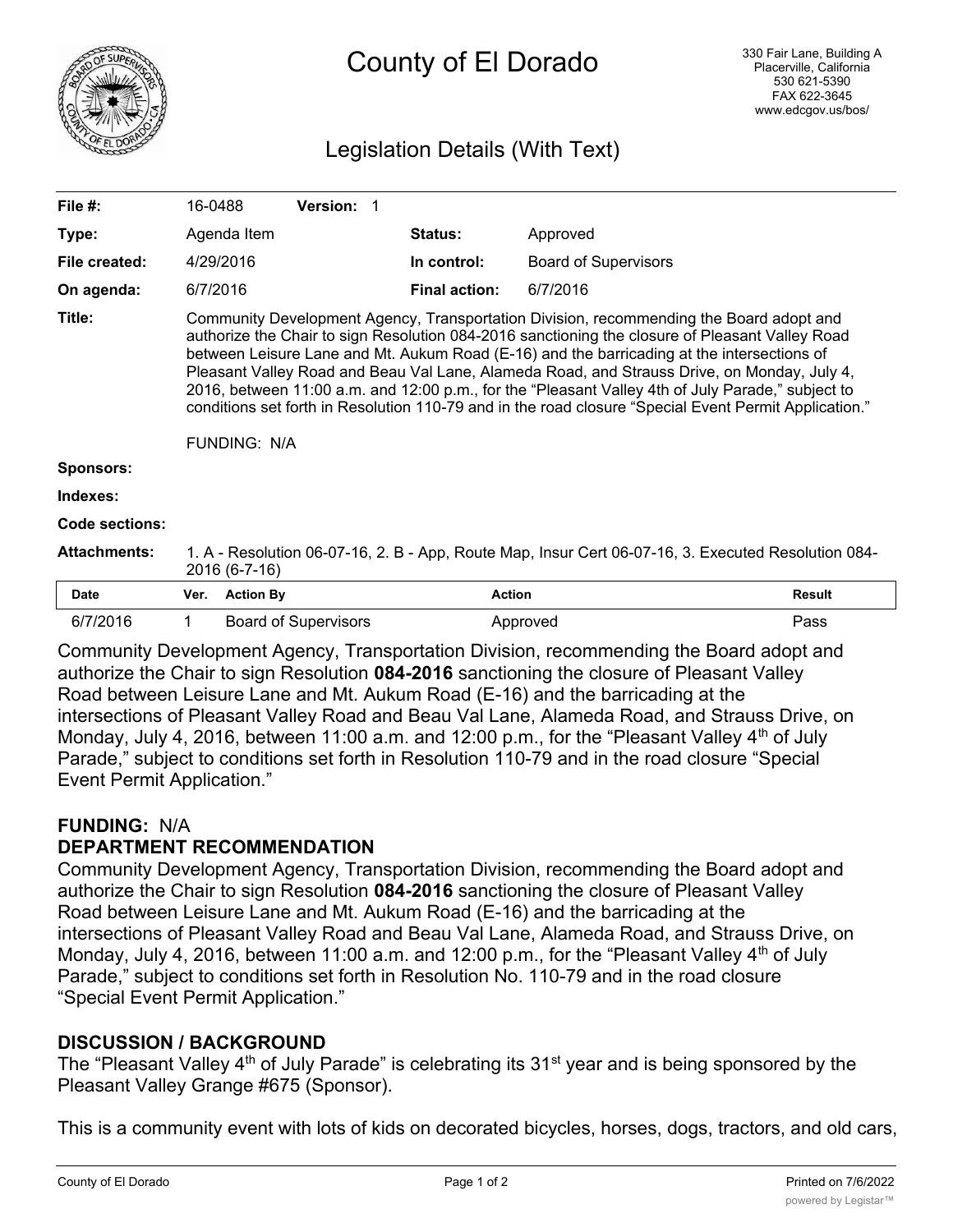# County of El Dorado

330 Fair Lane, Building A
Placerville, California
530 621-5390
FAX 622-3645
www.edcgov.us/bos/

## Legislation Details (With Text)

| | | | |
|---|---|---|---|
| **File #:** | 16-0488 **Version:** 1 | | |
| **Type:** | Agenda Item | **Status:** | Approved |
| **File created:** | 4/29/2016 | **In control:** | Board of Supervisors |
| **On agenda:** | 6/7/2016 | **Final action:** | 6/7/2016 |

**Title:** Community Development Agency, Transportation Division, recommending the Board adopt and authorize the Chair to sign Resolution 084-2016 sanctioning the closure of Pleasant Valley Road between Leisure Lane and Mt. Aukum Road (E-16) and the barricading at the intersections of Pleasant Valley Road and Beau Val Lane, Alameda Road, and Strauss Drive, on Monday, July 4, 2016, between 11:00 a.m. and 12:00 p.m., for the "Pleasant Valley 4th of July Parade," subject to conditions set forth in Resolution 110-79 and in the road closure "Special Event Permit Application."

FUNDING: N/A

**Sponsors:**

**Indexes:**

**Code sections:**

**Attachments:** 1. A - Resolution 06-07-16, 2. B - App, Route Map, Insur Cert 06-07-16, 3. Executed Resolution 084-2016 (6-7-16)

| Date | Ver. | Action By | Action | Result |
|---|---|---|---|---|
| 6/7/2016 | 1 | Board of Supervisors | Approved | Pass |

Community Development Agency, Transportation Division, recommending the Board adopt and authorize the Chair to sign Resolution **084-2016** sanctioning the closure of Pleasant Valley Road between Leisure Lane and Mt. Aukum Road (E-16) and the barricading at the intersections of Pleasant Valley Road and Beau Val Lane, Alameda Road, and Strauss Drive, on Monday, July 4, 2016, between 11:00 a.m. and 12:00 p.m., for the "Pleasant Valley 4th of July Parade," subject to conditions set forth in Resolution 110-79 and in the road closure "Special Event Permit Application."

**FUNDING:** N/A

**DEPARTMENT RECOMMENDATION**

Community Development Agency, Transportation Division, recommending the Board adopt and authorize the Chair to sign Resolution **084-2016** sanctioning the closure of Pleasant Valley Road between Leisure Lane and Mt. Aukum Road (E-16) and the barricading at the intersections of Pleasant Valley Road and Beau Val Lane, Alameda Road, and Strauss Drive, on Monday, July 4, 2016, between 11:00 a.m. and 12:00 p.m., for the "Pleasant Valley 4th of July Parade," subject to conditions set forth in Resolution No. 110-79 and in the road closure "Special Event Permit Application."

**DISCUSSION / BACKGROUND**

The "Pleasant Valley 4th of July Parade" is celebrating its 31st year and is being sponsored by the Pleasant Valley Grange #675 (Sponsor).

This is a community event with lots of kids on decorated bicycles, horses, dogs, tractors, and old cars,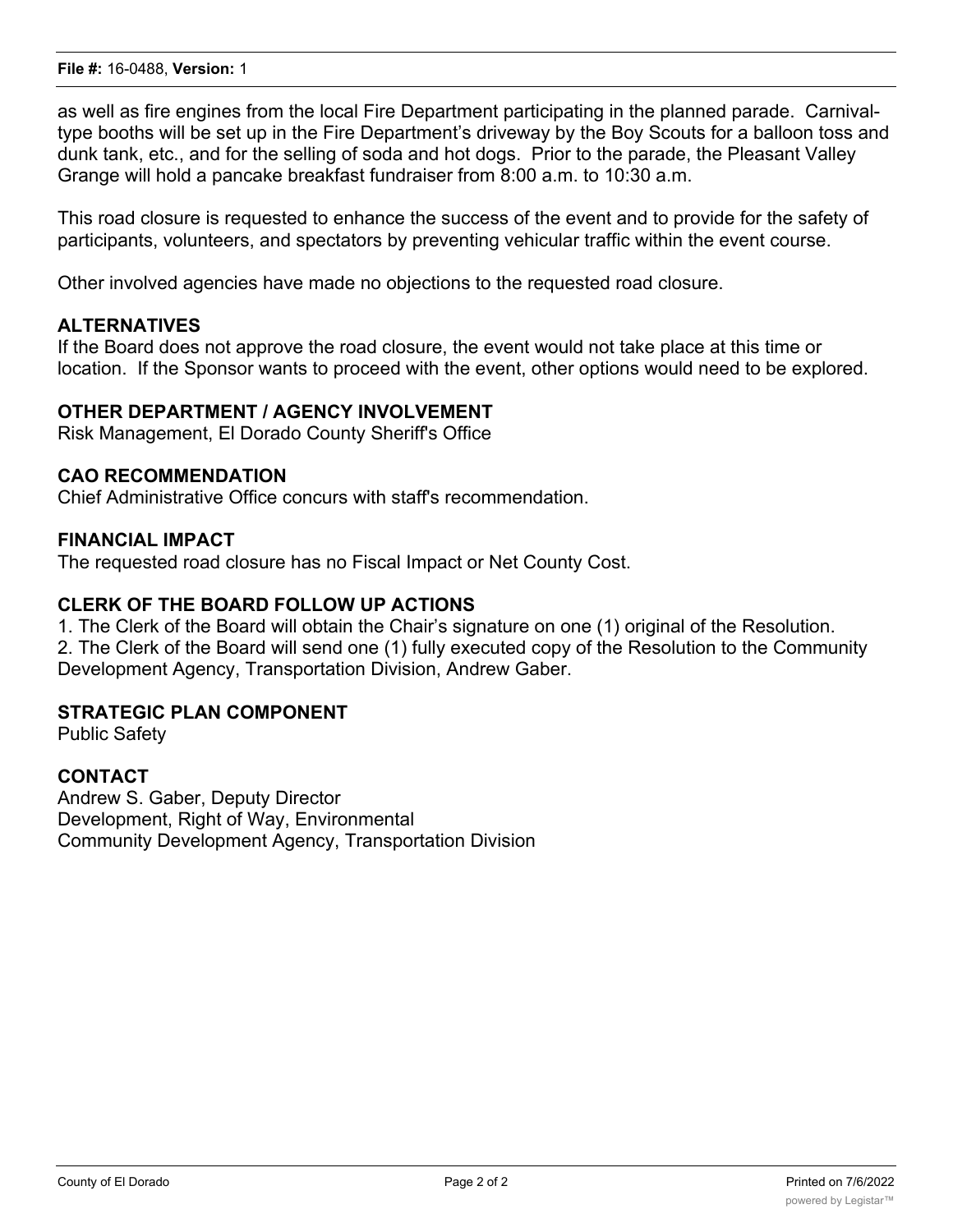as well as fire engines from the local Fire Department participating in the planned parade. Carnival-type booths will be set up in the Fire Department's driveway by the Boy Scouts for a balloon toss and dunk tank, etc., and for the selling of soda and hot dogs. Prior to the parade, the Pleasant Valley Grange will hold a pancake breakfast fundraiser from 8:00 a.m. to 10:30 a.m.

This road closure is requested to enhance the success of the event and to provide for the safety of participants, volunteers, and spectators by preventing vehicular traffic within the event course.

Other involved agencies have made no objections to the requested road closure.

## ALTERNATIVES

If the Board does not approve the road closure, the event would not take place at this time or location. If the Sponsor wants to proceed with the event, other options would need to be explored.

## OTHER DEPARTMENT / AGENCY INVOLVEMENT

Risk Management, El Dorado County Sheriff's Office

## CAO RECOMMENDATION

Chief Administrative Office concurs with staff's recommendation.

## FINANCIAL IMPACT

The requested road closure has no Fiscal Impact or Net County Cost.

## CLERK OF THE BOARD FOLLOW UP ACTIONS

1. The Clerk of the Board will obtain the Chair's signature on one (1) original of the Resolution.
2. The Clerk of the Board will send one (1) fully executed copy of the Resolution to the Community Development Agency, Transportation Division, Andrew Gaber.

## STRATEGIC PLAN COMPONENT

Public Safety

## CONTACT

Andrew S. Gaber, Deputy Director
Development, Right of Way, Environmental
Community Development Agency, Transportation Division